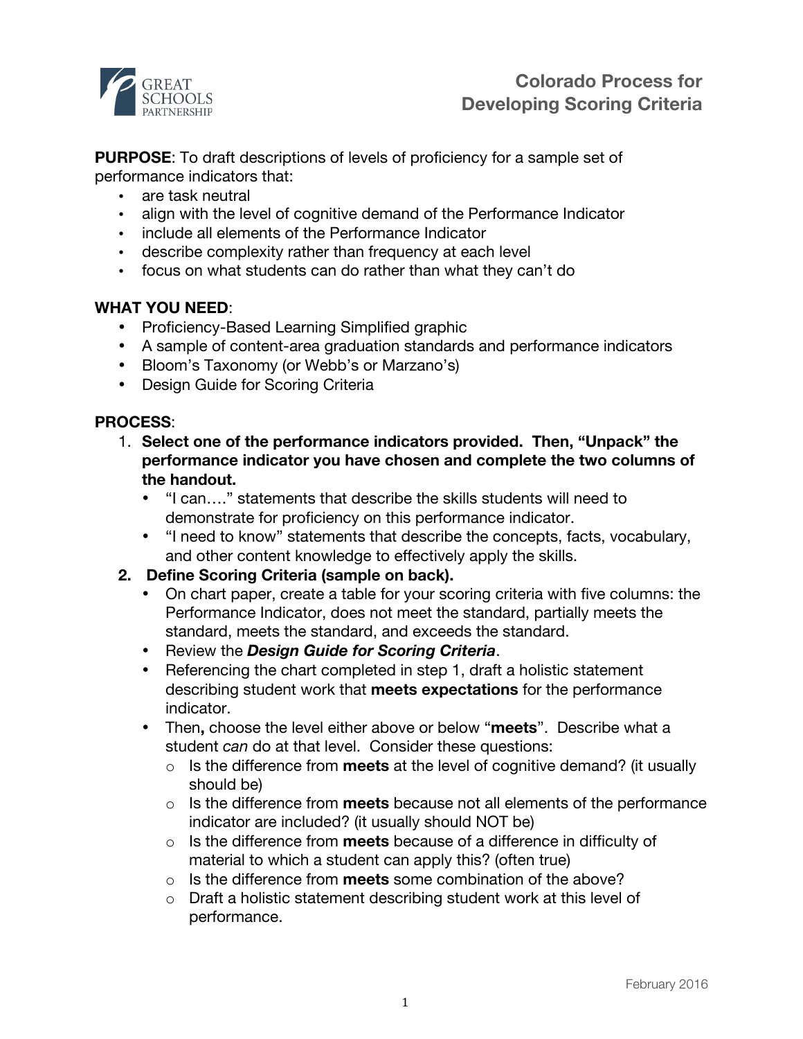# Colorado Process for Developing Scoring Criteria

**PURPOSE**: To draft descriptions of levels of proficiency for a sample set of performance indicators that:

- are task neutral
- align with the level of cognitive demand of the Performance Indicator
- include all elements of the Performance Indicator
- describe complexity rather than frequency at each level
- focus on what students can do rather than what they can't do

**WHAT YOU NEED**:

- Proficiency-Based Learning Simplified graphic
- A sample of content-area graduation standards and performance indicators
- Bloom's Taxonomy (or Webb's or Marzano's)
- Design Guide for Scoring Criteria

**PROCESS**:

1. **Select one of the performance indicators provided. Then, "Unpack" the performance indicator you have chosen and complete the two columns of the handout.**
   - "I can…." statements that describe the skills students will need to demonstrate for proficiency on this performance indicator.
   - "I need to know" statements that describe the concepts, facts, vocabulary, and other content knowledge to effectively apply the skills.
2. **Define Scoring Criteria (sample on back).**
   - On chart paper, create a table for your scoring criteria with five columns: the Performance Indicator, does not meet the standard, partially meets the standard, meets the standard, and exceeds the standard.
   - Review the ***Design Guide for Scoring Criteria***.
   - Referencing the chart completed in step 1, draft a holistic statement describing student work that **meets expectations** for the performance indicator.
   - Then**,** choose the level either above or below "**meets**". Describe what a student *can* do at that level. Consider these questions:
     - Is the difference from **meets** at the level of cognitive demand? (it usually should be)
     - Is the difference from **meets** because not all elements of the performance indicator are included? (it usually should NOT be)
     - Is the difference from **meets** because of a difference in difficulty of material to which a student can apply this? (often true)
     - Is the difference from **meets** some combination of the above?
     - Draft a holistic statement describing student work at this level of performance.

February 2016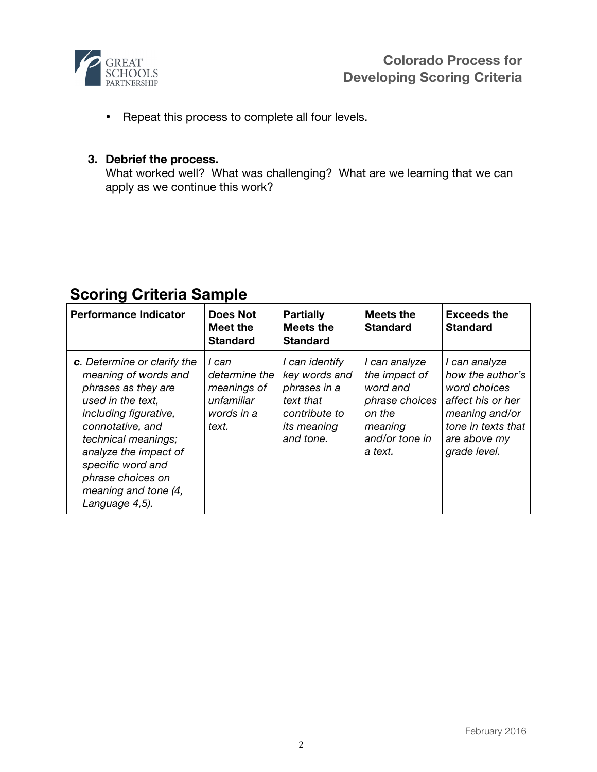- Repeat this process to complete all four levels.

3. **Debrief the process.**
   What worked well? What was challenging? What are we learning that we can apply as we continue this work?

## Scoring Criteria Sample

| Performance Indicator | Does Not Meet the Standard | Partially Meets the Standard | Meets the Standard | Exceeds the Standard |
|---|---|---|---|---|
| ***c***. *Determine or clarify the meaning of words and phrases as they are used in the text, including figurative, connotative, and technical meanings; analyze the impact of specific word and phrase choices on meaning and tone (4, Language 4,5).* | *I can determine the meanings of unfamiliar words in a text.* | *I can identify key words and phrases in a text that contribute to its meaning and tone.* | *I can analyze the impact of word and phrase choices on the meaning and/or tone in a text.* | *I can analyze how the author's word choices affect his or her meaning and/or tone in texts that are above my grade level.* |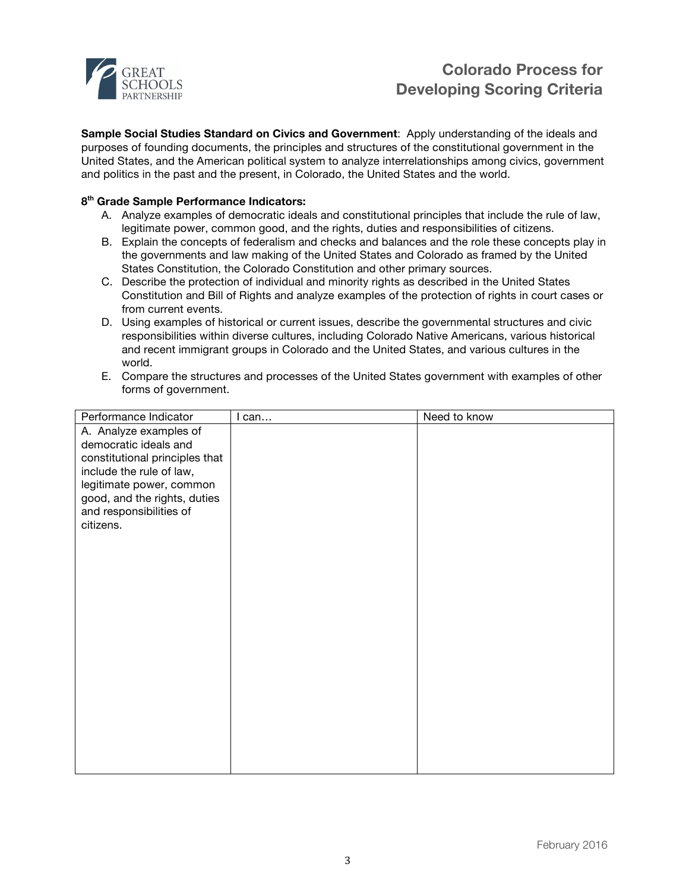# Colorado Process for Developing Scoring Criteria

**Sample Social Studies Standard on Civics and Government**: Apply understanding of the ideals and purposes of founding documents, the principles and structures of the constitutional government in the United States, and the American political system to analyze interrelationships among civics, government and politics in the past and the present, in Colorado, the United States and the world.

**8th Grade Sample Performance Indicators:**

A. Analyze examples of democratic ideals and constitutional principles that include the rule of law, legitimate power, common good, and the rights, duties and responsibilities of citizens.
B. Explain the concepts of federalism and checks and balances and the role these concepts play in the governments and law making of the United States and Colorado as framed by the United States Constitution, the Colorado Constitution and other primary sources.
C. Describe the protection of individual and minority rights as described in the United States Constitution and Bill of Rights and analyze examples of the protection of rights in court cases or from current events.
D. Using examples of historical or current issues, describe the governmental structures and civic responsibilities within diverse cultures, including Colorado Native Americans, various historical and recent immigrant groups in Colorado and the United States, and various cultures in the world.
E. Compare the structures and processes of the United States government with examples of other forms of government.

| Performance Indicator | I can… | Need to know |
|---|---|---|
| A. Analyze examples of democratic ideals and constitutional principles that include the rule of law, legitimate power, common good, and the rights, duties and responsibilities of citizens. | | |

February 2016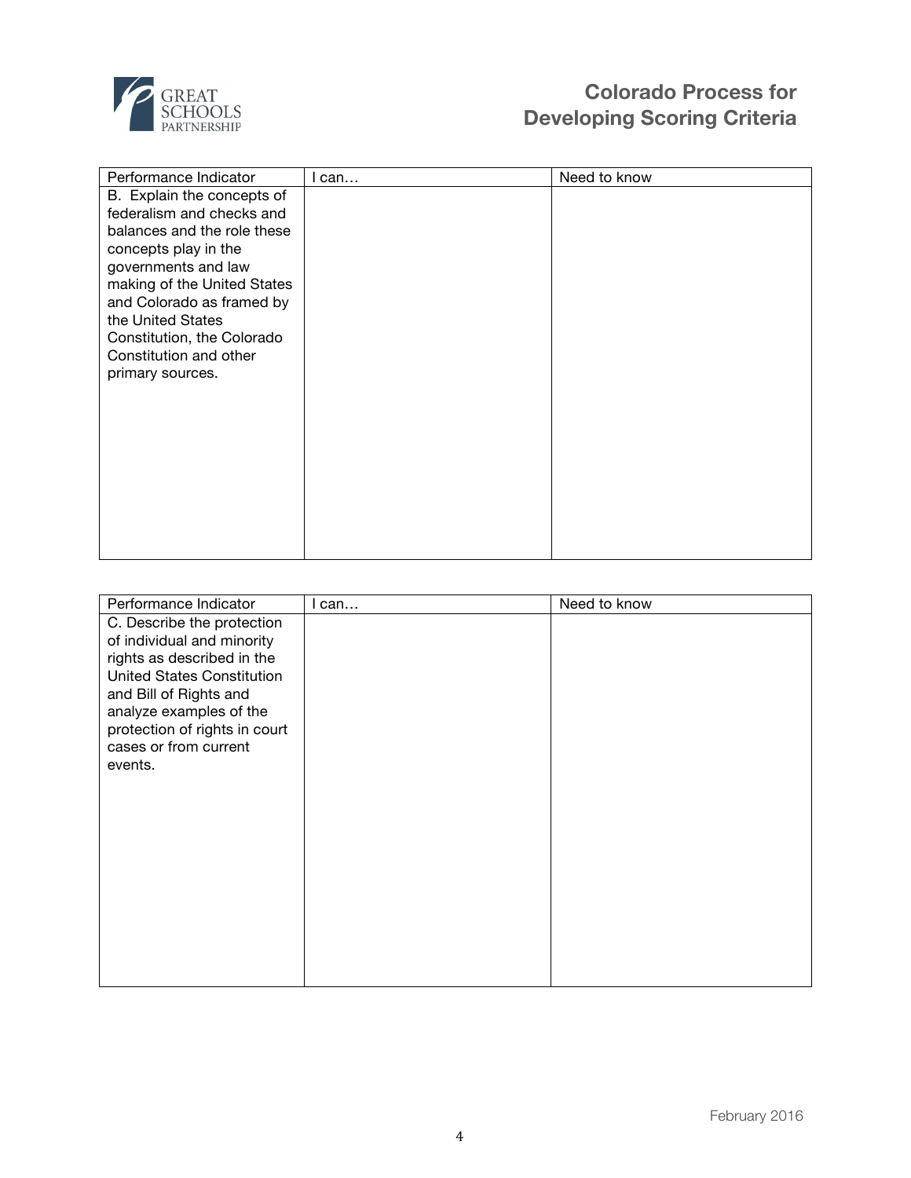| Performance Indicator | I can… | Need to know |
| --- | --- | --- |
| B. Explain the concepts of federalism and checks and balances and the role these concepts play in the governments and law making of the United States and Colorado as framed by the United States Constitution, the Colorado Constitution and other primary sources. | | |

| Performance Indicator | I can… | Need to know |
| --- | --- | --- |
| C. Describe the protection of individual and minority rights as described in the United States Constitution and Bill of Rights and analyze examples of the protection of rights in court cases or from current events. | | |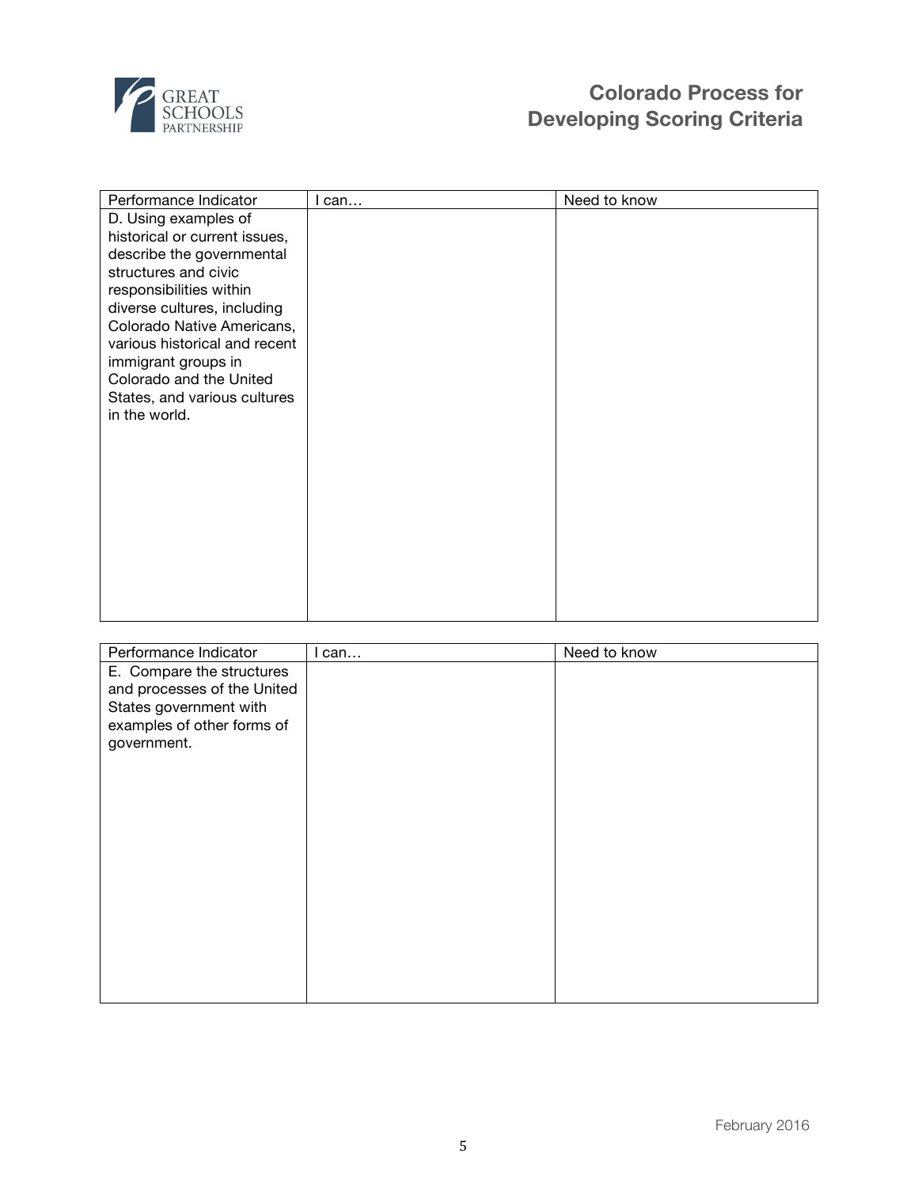| Performance Indicator | I can… | Need to know |
| --- | --- | --- |
| D. Using examples of historical or current issues, describe the governmental structures and civic responsibilities within diverse cultures, including Colorado Native Americans, various historical and recent immigrant groups in Colorado and the United States, and various cultures in the world. | | |

| Performance Indicator | I can… | Need to know |
| --- | --- | --- |
| E. Compare the structures and processes of the United States government with examples of other forms of government. | | |